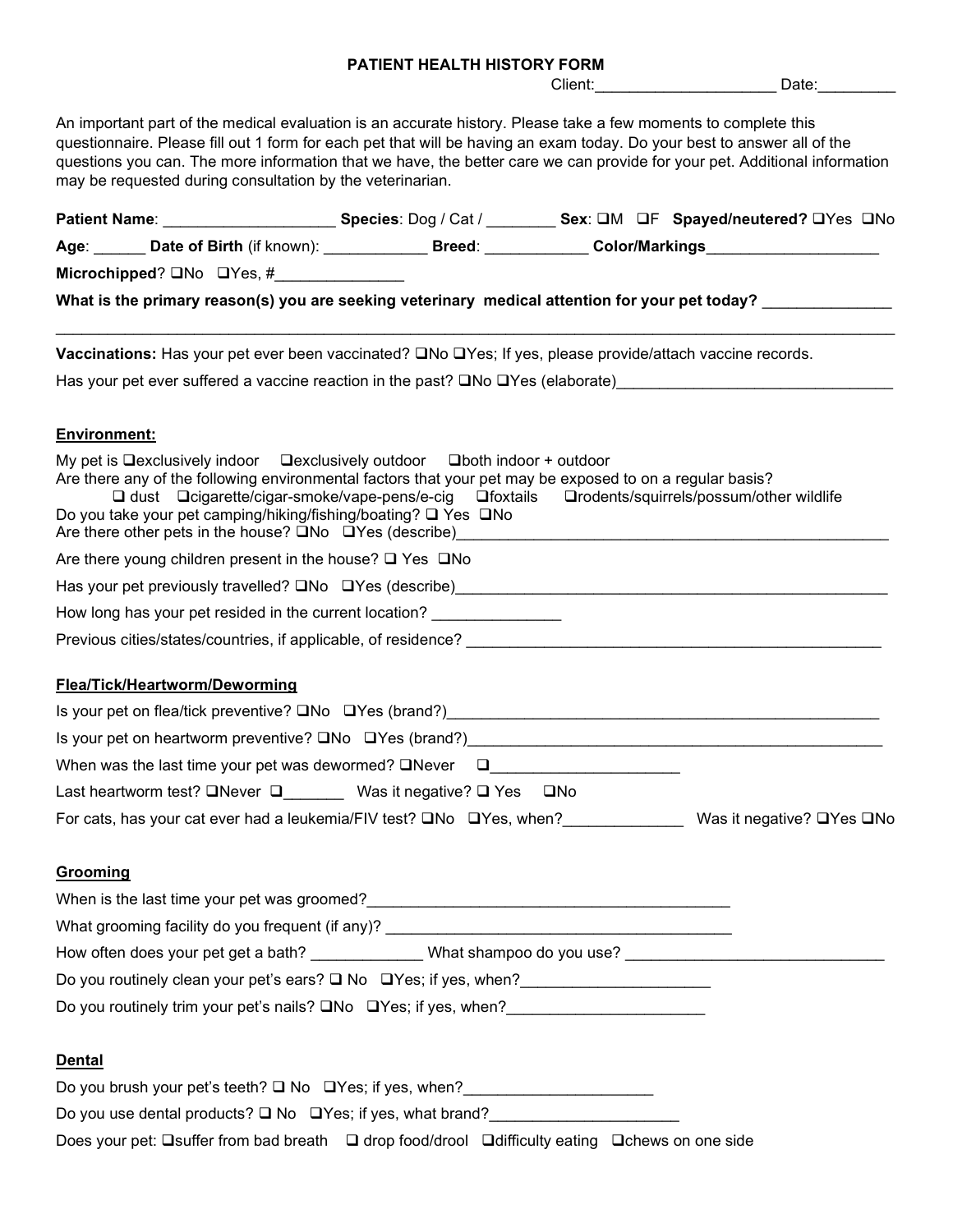# PATIENT HEALTH HISTORY FORM

Client:_____________________ Date:_________

An important part of the medical evaluation is an accurate history. Please take a few moments to complete this questionnaire. Please fill out 1 form for each pet that will be having an exam today. Do your best to answer all of the questions you can. The more information that we have, the better care we can provide for your pet. Additional information may be requested during consultation by the veterinarian.

**Patient Name**: ____________________ **Species**: Dog / Cat / ________ **Sex**: ❑M ❑F **Spayed/neutered?** ❑Yes ❑No

**Age**: ______ **Date of Birth** (if known): ____________ **Breed**: ____________ **Color/Markings**____________________

**Microchipped**? ❑No ❑Yes, #_______________

**What is the primary reason(s) you are seeking veterinary medical attention for your pet today?** _______________

______________________________________________________________________________________________

**Vaccinations:** Has your pet ever been vaccinated? ❑No ❑Yes; If yes, please provide/attach vaccine records.

Has your pet ever suffered a vaccine reaction in the past? ❑No ❑Yes (elaborate)_________________________________

## Environment:

My pet is ❑exclusively indoor ❑exclusively outdoor ❑both indoor + outdoor

Are there any of the following environmental factors that your pet may be exposed to on a regular basis?

❑ dust ❑cigarette/cigar-smoke/vape-pens/e-cig ❑foxtails ❑rodents/squirrels/possum/other wildlife

Do you take your pet camping/hiking/fishing/boating? ❑ Yes ❑No

Are there other pets in the house? ❑No ❑Yes (describe)_____________________________________________________

Are there young children present in the house? ❑ Yes ❑No

Has your pet previously travelled? ❑No ❑Yes (describe)_____________________________________________________

How long has your pet resided in the current location? _______________

Previous cities/states/countries, if applicable, of residence? ___________________________________________________

## Flea/Tick/Heartworm/Deworming

Is your pet on flea/tick preventive? ❑No ❑Yes (brand?)_____________________________________________________

Is your pet on heartworm preventive? ❑No ❑Yes (brand?)___________________________________________________

When was the last time your pet was dewormed? ❑Never ❑______________________

Last heartworm test? ❑Never ❑_______ Was it negative? ❑ Yes ❑No

For cats, has your cat ever had a leukemia/FIV test? ❑No ❑Yes, when?______________ Was it negative? ❑Yes ❑No

## Grooming

When is the last time your pet was groomed?__________________________________________

What grooming facility do you frequent (if any)? __________________________________________

How often does your pet get a bath? _____________ What shampoo do you use? ______________________________

Do you routinely clean your pet's ears? ❑ No ❑Yes; if yes, when?______________________

Do you routinely trim your pet's nails? ❑No ❑Yes; if yes, when?_______________________

## Dental

Do you brush your pet's teeth? ❑ No ❑Yes; if yes, when?______________________

Do you use dental products? ❑ No ❑Yes; if yes, what brand?______________________

Does your pet: ❑suffer from bad breath ❑ drop food/drool ❑difficulty eating ❑chews on one side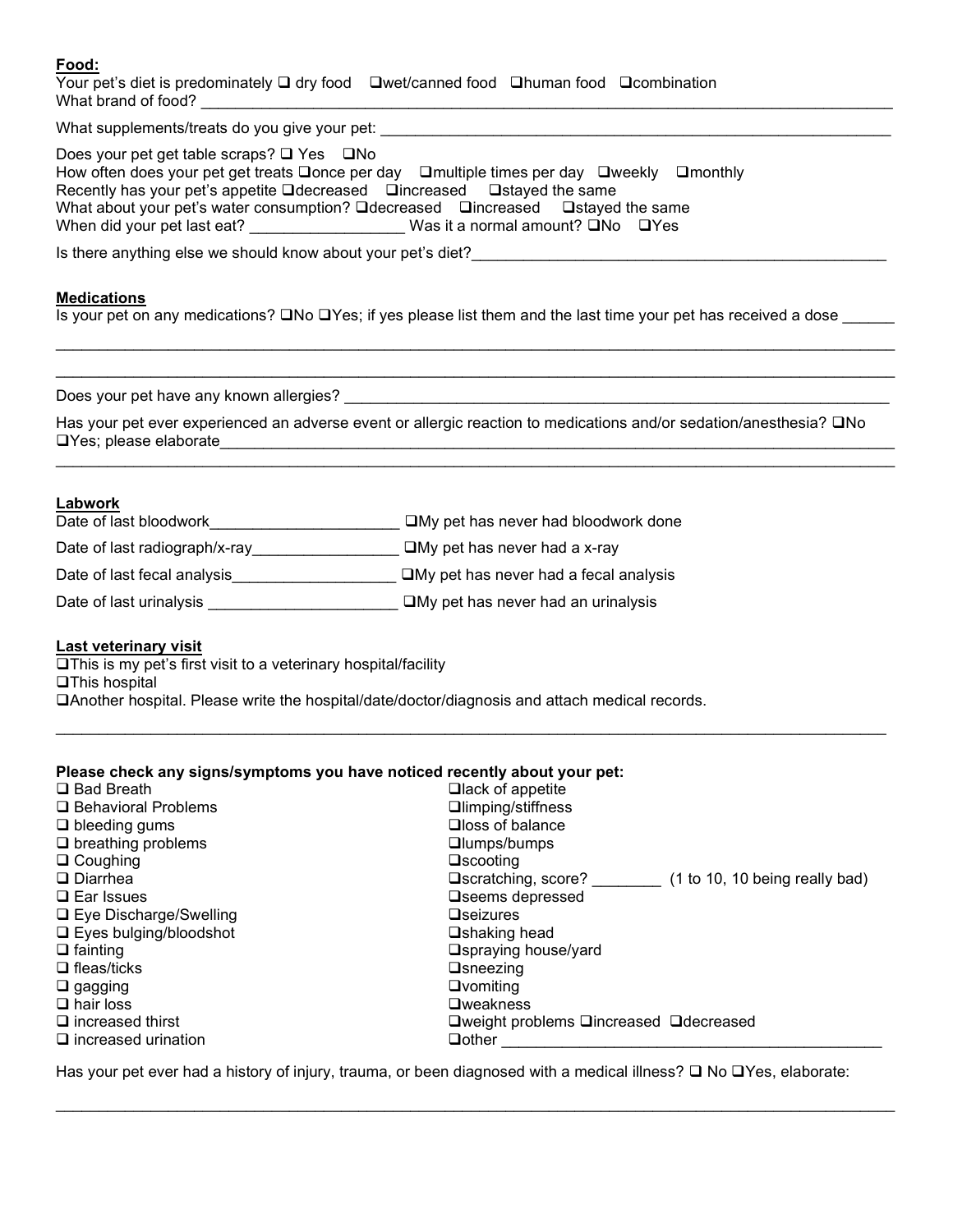**Food:**

Your pet's diet is predominately ❑ dry food ❑wet/canned food ❑human food ❑combination

What brand of food? ____________________________________________________________________________

What supplements/treats do you give your pet: ______________________________________________________

Does your pet get table scraps? ❑ Yes ❑No

How often does your pet get treats ❑once per day ❑multiple times per day ❑weekly ❑monthly

Recently has your pet's appetite ❑decreased ❑increased ❑stayed the same

What about your pet's water consumption? ❑decreased ❑increased ❑stayed the same

When did your pet last eat? __________________ Was it a normal amount? ❑No ❑Yes

Is there anything else we should know about your pet's diet?__________________________________________________

**Medications**

Is your pet on any medications? ❑No ❑Yes; if yes please list them and the last time your pet has received a dose ______

____________________________________________________________________________________________________

____________________________________________________________________________________________________

Does your pet have any known allergies? _______________________________________________________________

Has your pet ever experienced an adverse event or allergic reaction to medications and/or sedation/anesthesia? ❑No ❑Yes; please elaborate_______________________________________________________________________________

____________________________________________________________________________________________________

**Labwork**

Date of last bloodwork______________________ ❑My pet has never had bloodwork done

Date of last radiograph/x-ray_________________ ❑My pet has never had a x-ray

Date of last fecal analysis___________________ ❑My pet has never had a fecal analysis

Date of last urinalysis ______________________ ❑My pet has never had an urinalysis

**Last veterinary visit**

❑This is my pet's first visit to a veterinary hospital/facility

❑This hospital

❑Another hospital. Please write the hospital/date/doctor/diagnosis and attach medical records.

____________________________________________________________________________________________________

**Please check any signs/symptoms you have noticed recently about your pet:**

❑ Bad Breath

❑ Behavioral Problems

❑ bleeding gums

❑ breathing problems

❑ Coughing

❑ Diarrhea

❑ Ear Issues

❑ Eye Discharge/Swelling

❑ Eyes bulging/bloodshot

❑ fainting

❑ fleas/ticks

❑ gagging

❑ hair loss

❑ increased thirst

❑ increased urination

❑lack of appetite

❑limping/stiffness

❑loss of balance

❑lumps/bumps

❑scooting

❑scratching, score? ________ (1 to 10, 10 being really bad)

❑seems depressed

❑seizures

❑shaking head

❑spraying house/yard

❑sneezing

❑vomiting

❑weakness

❑weight problems ❑increased ❑decreased

❑other _____________________________________________

Has your pet ever had a history of injury, trauma, or been diagnosed with a medical illness? ❑ No ❑Yes, elaborate:

____________________________________________________________________________________________________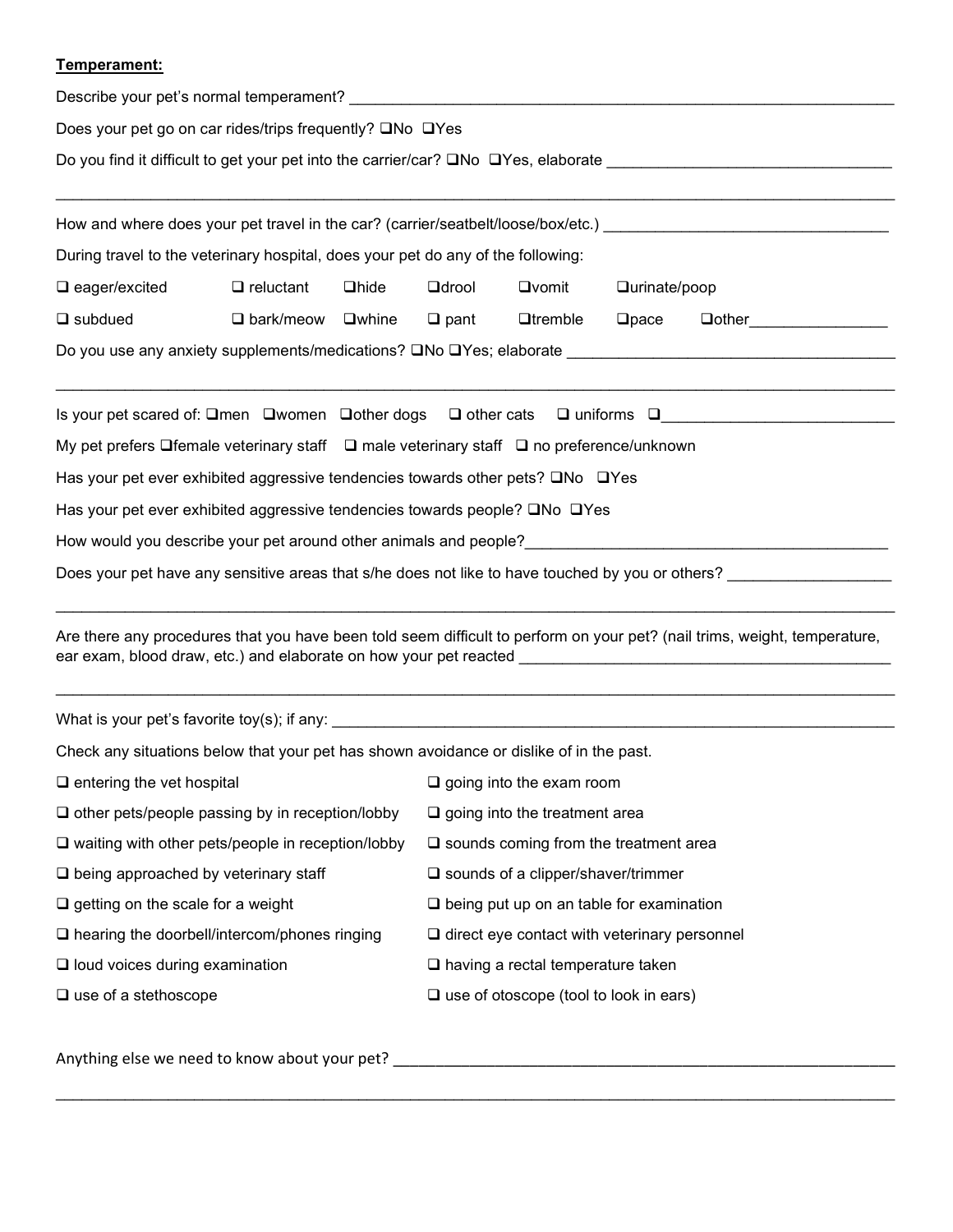**Temperament:**

Describe your pet's normal temperament? ___________________________________________________________

Does your pet go on car rides/trips frequently? ❑No ❑Yes

Do you find it difficult to get your pet into the carrier/car? ❑No ❑Yes, elaborate ______________________________

_____________________________________________________________________________________________

How and where does your pet travel in the car? (carrier/seatbelt/loose/box/etc.) ______________________________

During travel to the veterinary hospital, does your pet do any of the following:

| | | | | | | |
|---|---|---|---|---|---|---|
| ❑ eager/excited | ❑ reluctant | ❑hide | ❑drool | ❑vomit | ❑urinate/poop | |
| ❑ subdued | ❑ bark/meow | ❑whine | ❑ pant | ❑tremble | ❑pace | ❑other_______________ |

Do you use any anxiety supplements/medications? ❑No ❑Yes; elaborate ___________________________________

_____________________________________________________________________________________________

Is your pet scared of: ❑men ❑women ❑other dogs ❑ other cats ❑ uniforms ❑_________________________

My pet prefers ❑female veterinary staff ❑ male veterinary staff ❑ no preference/unknown

Has your pet ever exhibited aggressive tendencies towards other pets? ❑No ❑Yes

Has your pet ever exhibited aggressive tendencies towards people? ❑No ❑Yes

How would you describe your pet around other animals and people?_______________________________________

Does your pet have any sensitive areas that s/he does not like to have touched by you or others? _________________

_____________________________________________________________________________________________

Are there any procedures that you have been told seem difficult to perform on your pet? (nail trims, weight, temperature, ear exam, blood draw, etc.) and elaborate on how your pet reacted __________________________________________

_____________________________________________________________________________________________

What is your pet's favorite toy(s); if any: ______________________________________________________________

Check any situations below that your pet has shown avoidance or dislike of in the past.

| | |
|---|---|
| ❑ entering the vet hospital | ❑ going into the exam room |
| ❑ other pets/people passing by in reception/lobby | ❑ going into the treatment area |
| ❑ waiting with other pets/people in reception/lobby | ❑ sounds coming from the treatment area |
| ❑ being approached by veterinary staff | ❑ sounds of a clipper/shaver/trimmer |
| ❑ getting on the scale for a weight | ❑ being put up on an table for examination |
| ❑ hearing the doorbell/intercom/phones ringing | ❑ direct eye contact with veterinary personnel |
| ❑ loud voices during examination | ❑ having a rectal temperature taken |
| ❑ use of a stethoscope | ❑ use of otoscope (tool to look in ears) |

Anything else we need to know about your pet? _________________________________________________________

_____________________________________________________________________________________________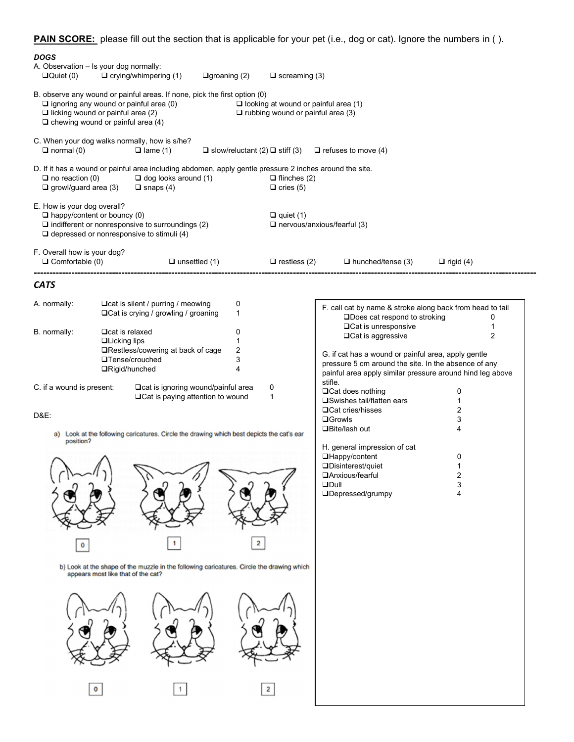**PAIN SCORE:** please fill out the section that is applicable for your pet (i.e., dog or cat). Ignore the numbers in ( ).

***DOGS***

A. Observation – Is your dog normally:

- ❑ Quiet (0)
- ❑ crying/whimpering (1)
- ❑ groaning (2)
- ❑ screaming (3)

B. observe any wound or painful areas. If none, pick the first option (0)

- ❑ ignoring any wound or painful area (0)
- ❑ looking at wound or painful area (1)
- ❑ licking wound or painful area (2)
- ❑ rubbing wound or painful area (3)
- ❑ chewing wound or painful area (4)

C. When your dog walks normally, how is s/he?

- ❑ normal (0)
- ❑ lame (1)
- ❑ slow/reluctant (2)
- ❑ stiff (3)
- ❑ refuses to move (4)

D. If it has a wound or painful area including abdomen, apply gentle pressure 2 inches around the site.

- ❑ no reaction (0)
- ❑ dog looks around (1)
- ❑ flinches (2)
- ❑ growl/guard area (3)
- ❑ snaps (4)
- ❑ cries (5)

E. How is your dog overall?

- ❑ happy/content or bouncy (0)
- ❑ quiet (1)
- ❑ indifferent or nonresponsive to surroundings (2)
- ❑ nervous/anxious/fearful (3)
- ❑ depressed or nonresponsive to stimuli (4)

F. Overall how is your dog?

- ❑ Comfortable (0)
- ❑ unsettled (1)
- ❑ restless (2)
- ❑ hunched/tense (3)
- ❑ rigid (4)

---

***CATS***

A. normally:

- ❑ cat is silent / purring / meowing 0
- ❑ Cat is crying / growling / groaning 1

B. normally:

- ❑ cat is relaxed 0
- ❑ Licking lips 1
- ❑ Restless/cowering at back of cage 2
- ❑ Tense/crouched 3
- ❑ Rigid/hunched 4

C. if a wound is present:

- ❑ cat is ignoring wound/painful area 0
- ❑ Cat is paying attention to wound 1

D&E:

a) Look at the following caricatures. Circle the drawing which best depicts the cat's ear position?

0 1 2

b) Look at the shape of the muzzle in the following caricatures. Circle the drawing which appears most like that of the cat?

0 1 2

F. call cat by name & stroke along back from head to tail

- ❑ Does cat respond to stroking 0
- ❑ Cat is unresponsive 1
- ❑ Cat is aggressive 2

G. if cat has a wound or painful area, apply gentle pressure 5 cm around the site. In the absence of any painful area apply similar pressure around hind leg above stifle.

- ❑ Cat does nothing 0
- ❑ Swishes tail/flatten ears 1
- ❑ Cat cries/hisses 2
- ❑ Growls 3
- ❑ Bite/lash out 4

H. general impression of cat

- ❑ Happy/content 0
- ❑ Disinterest/quiet 1
- ❑ Anxious/fearful 2
- ❑ Dull 3
- ❑ Depressed/grumpy 4